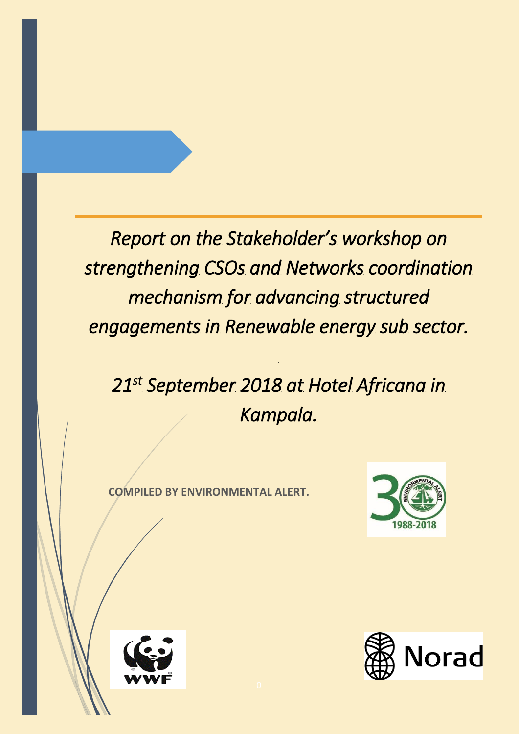# *Report on the Stakeholder's workshop on strengthening CSOs and Networks coordination mechanism for advancing structured engagements in Renewable energy sub sector.*

## *21st September 2018 at Hotel Africana in Kampala.*

**COMPILED BY ENVIRONMENTAL ALERT.**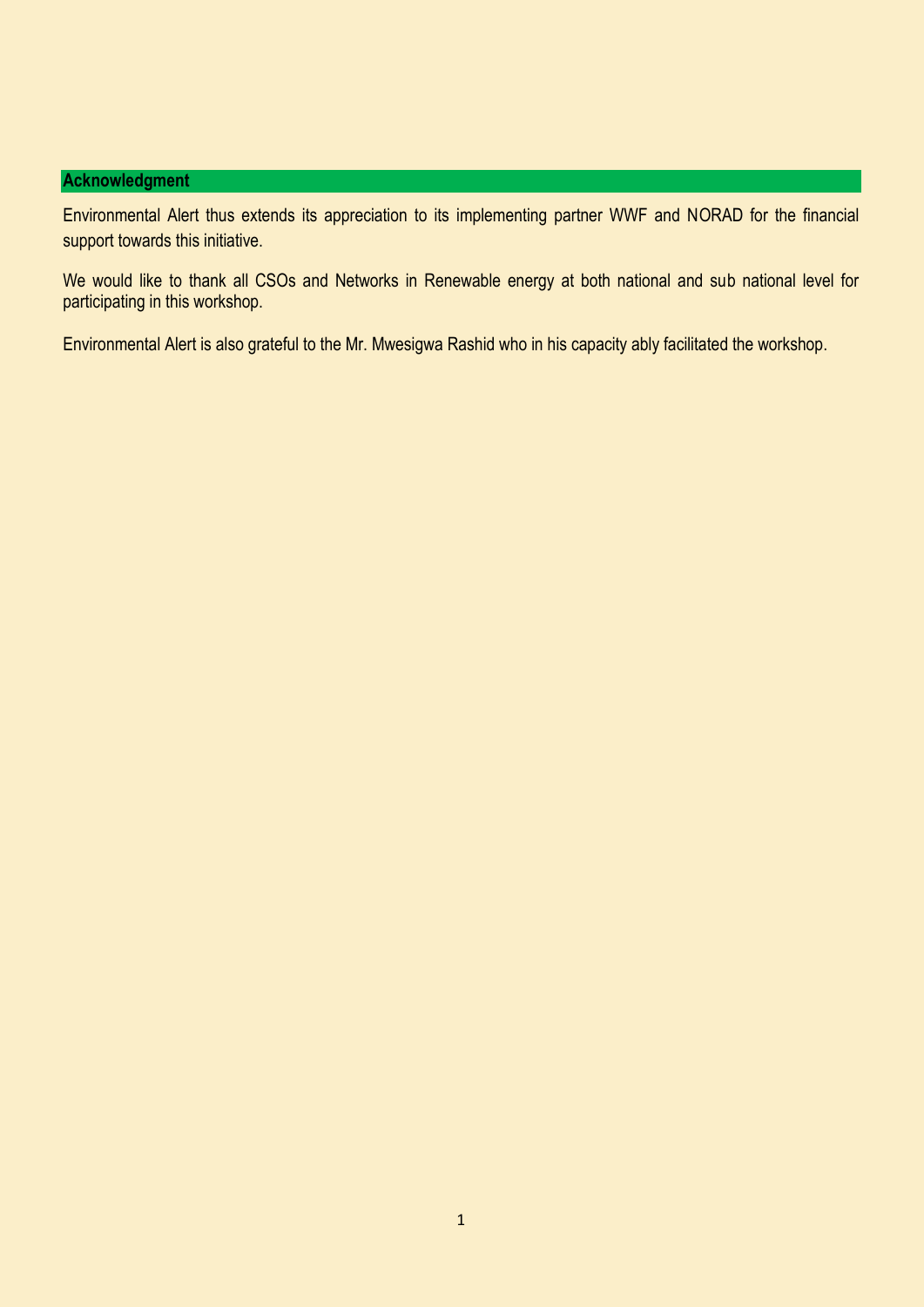## Acknowledgment

Environmental Alert thus extends its appreciation to its implementing partner WWF and NORAD for the financial support towards this initiative.

We would like to thank all CSOs and Networks in Renewable energy at both national and sub national level for participating in this workshop.

Environmental Alert is also grateful to the Mr. Mwesigwa Rashid who in his capacity ably facilitated the workshop.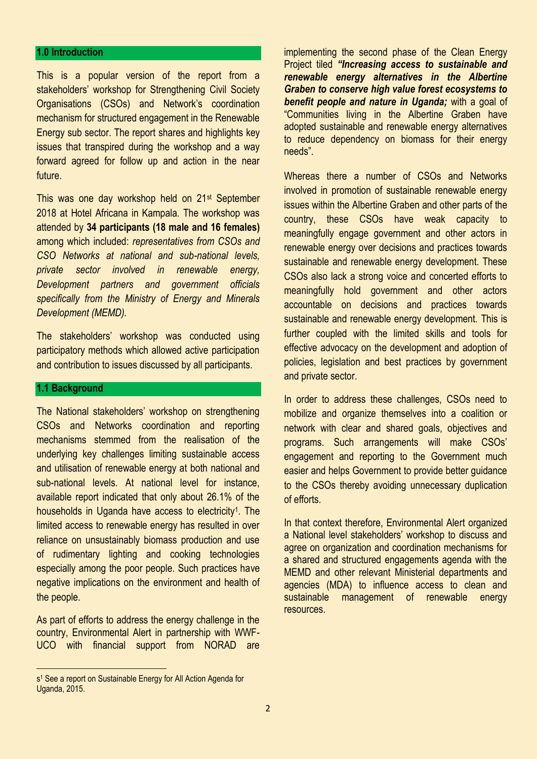## 1.0 Introduction

This is a popular version of the report from a stakeholders' workshop for Strengthening Civil Society Organisations (CSOs) and Network's coordination mechanism for structured engagement in the Renewable Energy sub sector. The report shares and highlights key issues that transpired during the workshop and a way forward agreed for follow up and action in the near future.

This was one day workshop held on 21st September 2018 at Hotel Africana in Kampala. The workshop was attended by **34 participants (18 male and 16 females)** among which included: *representatives from CSOs and CSO Networks at national and sub-national levels, private sector involved in renewable energy, Development partners and government officials specifically from the Ministry of Energy and Minerals Development (MEMD).*

The stakeholders' workshop was conducted using participatory methods which allowed active participation and contribution to issues discussed by all participants.

## 1.1 Background

The National stakeholders' workshop on strengthening CSOs and Networks coordination and reporting mechanisms stemmed from the realisation of the underlying key challenges limiting sustainable access and utilisation of renewable energy at both national and sub-national levels. At national level for instance, available report indicated that only about 26.1% of the households in Uganda have access to electricity[1]. The limited access to renewable energy has resulted in over reliance on unsustainably biomass production and use of rudimentary lighting and cooking technologies especially among the poor people. Such practices have negative implications on the environment and health of the people.

As part of efforts to address the energy challenge in the country, Environmental Alert in partnership with WWF-UCO with financial support from NORAD are implementing the second phase of the Clean Energy Project tiled ***"Increasing access to sustainable and renewable energy alternatives in the Albertine Graben to conserve high value forest ecosystems to benefit people and nature in Uganda;*** with a goal of "Communities living in the Albertine Graben have adopted sustainable and renewable energy alternatives to reduce dependency on biomass for their energy needs".

Whereas there a number of CSOs and Networks involved in promotion of sustainable renewable energy issues within the Albertine Graben and other parts of the country, these CSOs have weak capacity to meaningfully engage government and other actors in renewable energy over decisions and practices towards sustainable and renewable energy development. These CSOs also lack a strong voice and concerted efforts to meaningfully hold government and other actors accountable on decisions and practices towards sustainable and renewable energy development. This is further coupled with the limited skills and tools for effective advocacy on the development and adoption of policies, legislation and best practices by government and private sector.

In order to address these challenges, CSOs need to mobilize and organize themselves into a coalition or network with clear and shared goals, objectives and programs. Such arrangements will make CSOs' engagement and reporting to the Government much easier and helps Government to provide better guidance to the CSOs thereby avoiding unnecessary duplication of efforts.

In that context therefore, Environmental Alert organized a National level stakeholders' workshop to discuss and agree on organization and coordination mechanisms for a shared and structured engagements agenda with the MEMD and other relevant Ministerial departments and agencies (MDA) to influence access to clean and sustainable management of renewable energy resources.

---

s[1] See a report on Sustainable Energy for All Action Agenda for Uganda, 2015.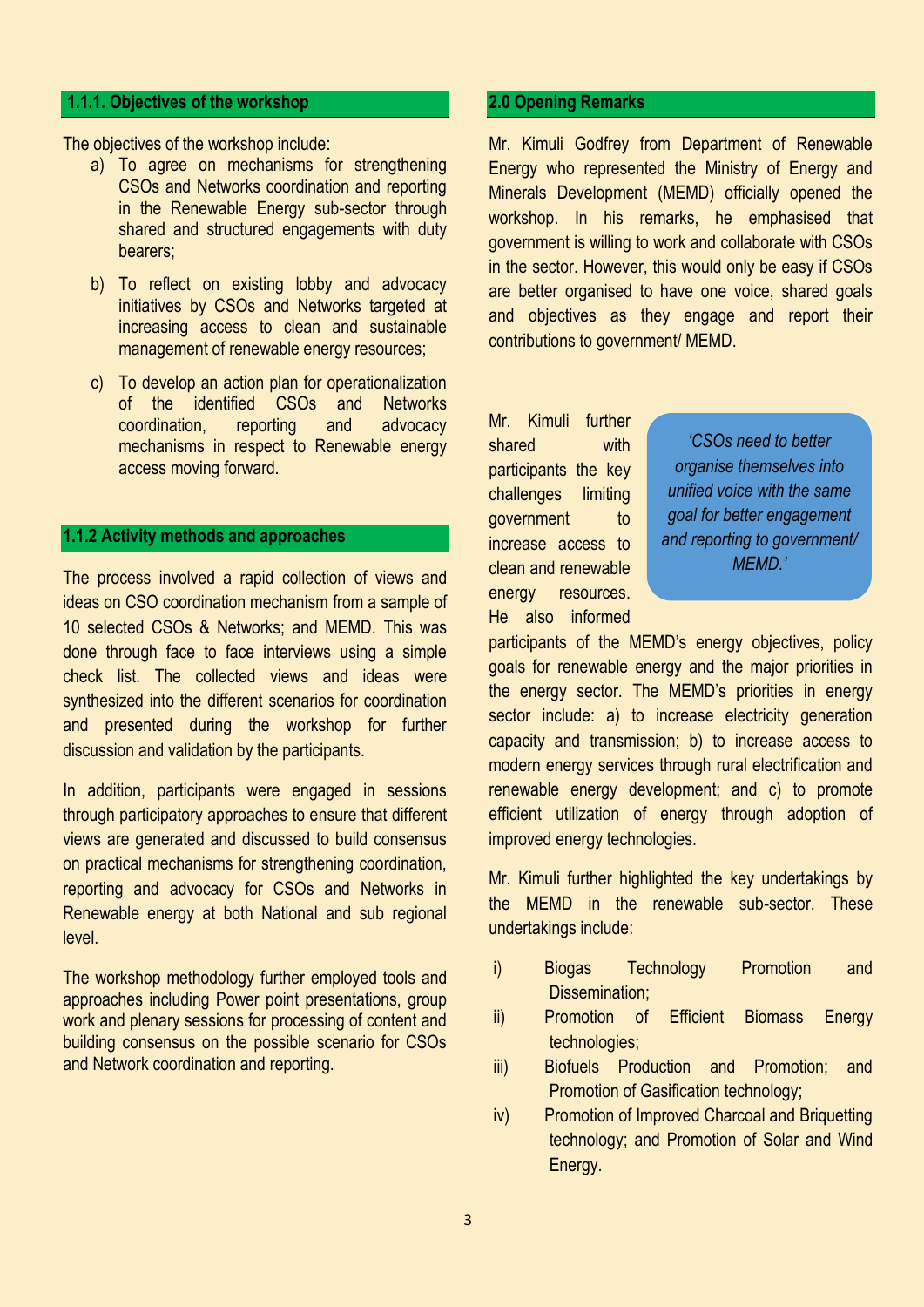### 1.1.1. Objectives of the workshop

The objectives of the workshop include:

a) To agree on mechanisms for strengthening CSOs and Networks coordination and reporting in the Renewable Energy sub-sector through shared and structured engagements with duty bearers;

b) To reflect on existing lobby and advocacy initiatives by CSOs and Networks targeted at increasing access to clean and sustainable management of renewable energy resources;

c) To develop an action plan for operationalization of the identified CSOs and Networks coordination, reporting and advocacy mechanisms in respect to Renewable energy access moving forward.

### 1.1.2 Activity methods and approaches

The process involved a rapid collection of views and ideas on CSO coordination mechanism from a sample of 10 selected CSOs & Networks; and MEMD. This was done through face to face interviews using a simple check list. The collected views and ideas were synthesized into the different scenarios for coordination and presented during the workshop for further discussion and validation by the participants.

In addition, participants were engaged in sessions through participatory approaches to ensure that different views are generated and discussed to build consensus on practical mechanisms for strengthening coordination, reporting and advocacy for CSOs and Networks in Renewable energy at both National and sub regional level.

The workshop methodology further employed tools and approaches including Power point presentations, group work and plenary sessions for processing of content and building consensus on the possible scenario for CSOs and Network coordination and reporting.

## 2.0 Opening Remarks

Mr. Kimuli Godfrey from Department of Renewable Energy who represented the Ministry of Energy and Minerals Development (MEMD) officially opened the workshop. In his remarks, he emphasised that government is willing to work and collaborate with CSOs in the sector. However, this would only be easy if CSOs are better organised to have one voice, shared goals and objectives as they engage and report their contributions to government/ MEMD.

> *'CSOs need to better organise themselves into unified voice with the same goal for better engagement and reporting to government/ MEMD.'*

Mr. Kimuli further shared with participants the key challenges limiting government to increase access to clean and renewable energy resources. He also informed participants of the MEMD's energy objectives, policy goals for renewable energy and the major priorities in the energy sector. The MEMD's priorities in energy sector include: a) to increase electricity generation capacity and transmission; b) to increase access to modern energy services through rural electrification and renewable energy development; and c) to promote efficient utilization of energy through adoption of improved energy technologies.

Mr. Kimuli further highlighted the key undertakings by the MEMD in the renewable sub-sector. These undertakings include:

i) Biogas Technology Promotion and Dissemination;
ii) Promotion of Efficient Biomass Energy technologies;
iii) Biofuels Production and Promotion; and Promotion of Gasification technology;
iv) Promotion of Improved Charcoal and Briquetting technology; and Promotion of Solar and Wind Energy.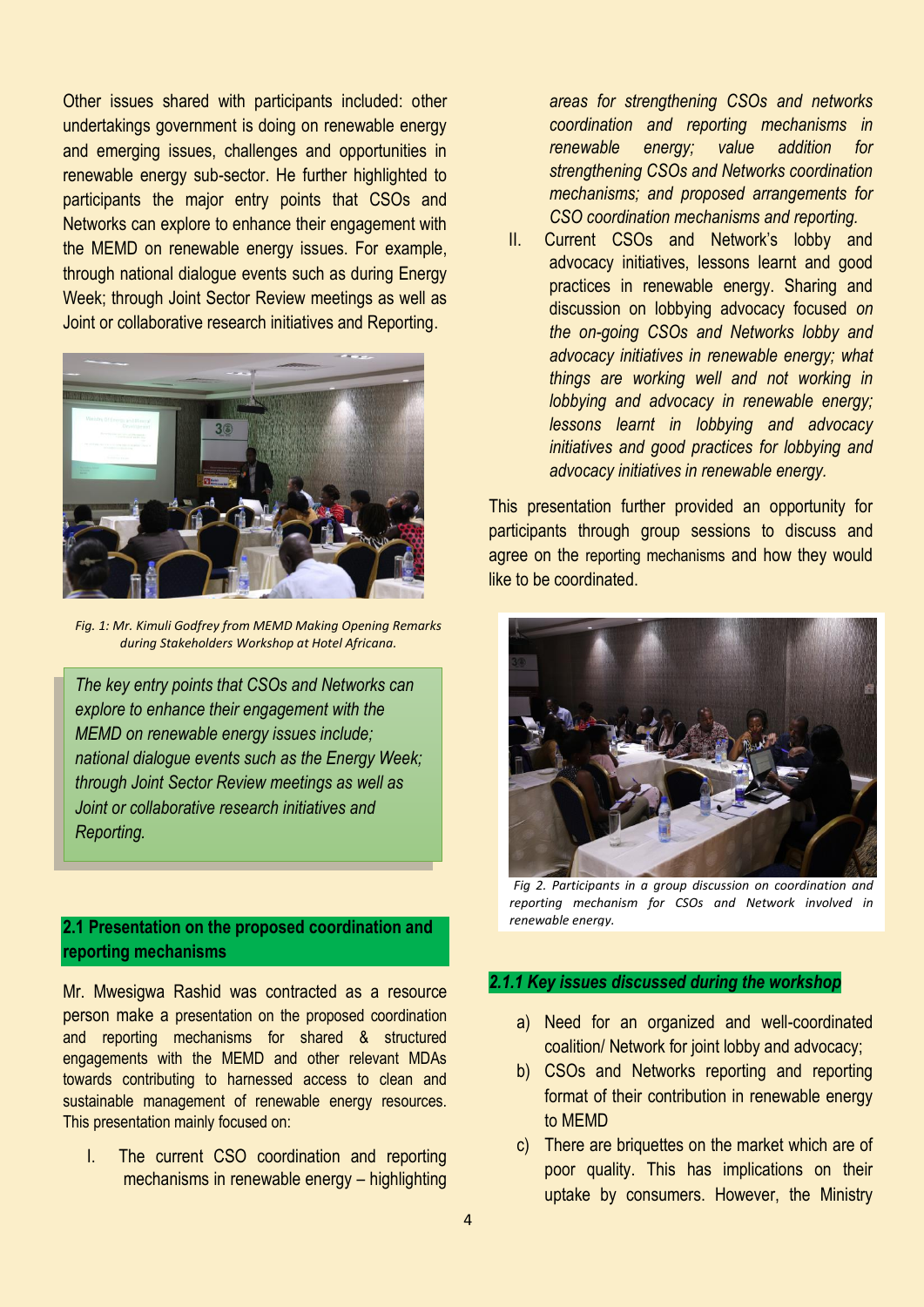Other issues shared with participants included: other undertakings government is doing on renewable energy and emerging issues, challenges and opportunities in renewable energy sub-sector. He further highlighted to participants the major entry points that CSOs and Networks can explore to enhance their engagement with the MEMD on renewable energy issues. For example, through national dialogue events such as during Energy Week; through Joint Sector Review meetings as well as Joint or collaborative research initiatives and Reporting.

*Fig. 1: Mr. Kimuli Godfrey from MEMD Making Opening Remarks during Stakeholders Workshop at Hotel Africana.*

*The key entry points that CSOs and Networks can explore to enhance their engagement with the MEMD on renewable energy issues include; national dialogue events such as the Energy Week; through Joint Sector Review meetings as well as Joint or collaborative research initiatives and Reporting.*

## 2.1 Presentation on the proposed coordination and reporting mechanisms

Mr. Mwesigwa Rashid was contracted as a resource person make a presentation on the proposed coordination and reporting mechanisms for shared & structured engagements with the MEMD and other relevant MDAs towards contributing to harnessed access to clean and sustainable management of renewable energy resources. This presentation mainly focused on:

I. The current CSO coordination and reporting mechanisms in renewable energy – highlighting *areas for strengthening CSOs and networks coordination and reporting mechanisms in renewable energy; value addition for strengthening CSOs and Networks coordination mechanisms; and proposed arrangements for CSO coordination mechanisms and reporting.*

II. Current CSOs and Network's lobby and advocacy initiatives, lessons learnt and good practices in renewable energy. Sharing and discussion on lobbying advocacy focused *on the on-going CSOs and Networks lobby and advocacy initiatives in renewable energy; what things are working well and not working in lobbying and advocacy in renewable energy; lessons learnt in lobbying and advocacy initiatives and good practices for lobbying and advocacy initiatives in renewable energy.*

This presentation further provided an opportunity for participants through group sessions to discuss and agree on the reporting mechanisms and how they would like to be coordinated.

*Fig 2. Participants in a group discussion on coordination and reporting mechanism for CSOs and Network involved in renewable energy.*

### 2.1.1 Key issues discussed during the workshop

a) Need for an organized and well-coordinated coalition/ Network for joint lobby and advocacy;
b) CSOs and Networks reporting and reporting format of their contribution in renewable energy to MEMD
c) There are briquettes on the market which are of poor quality. This has implications on their uptake by consumers. However, the Ministry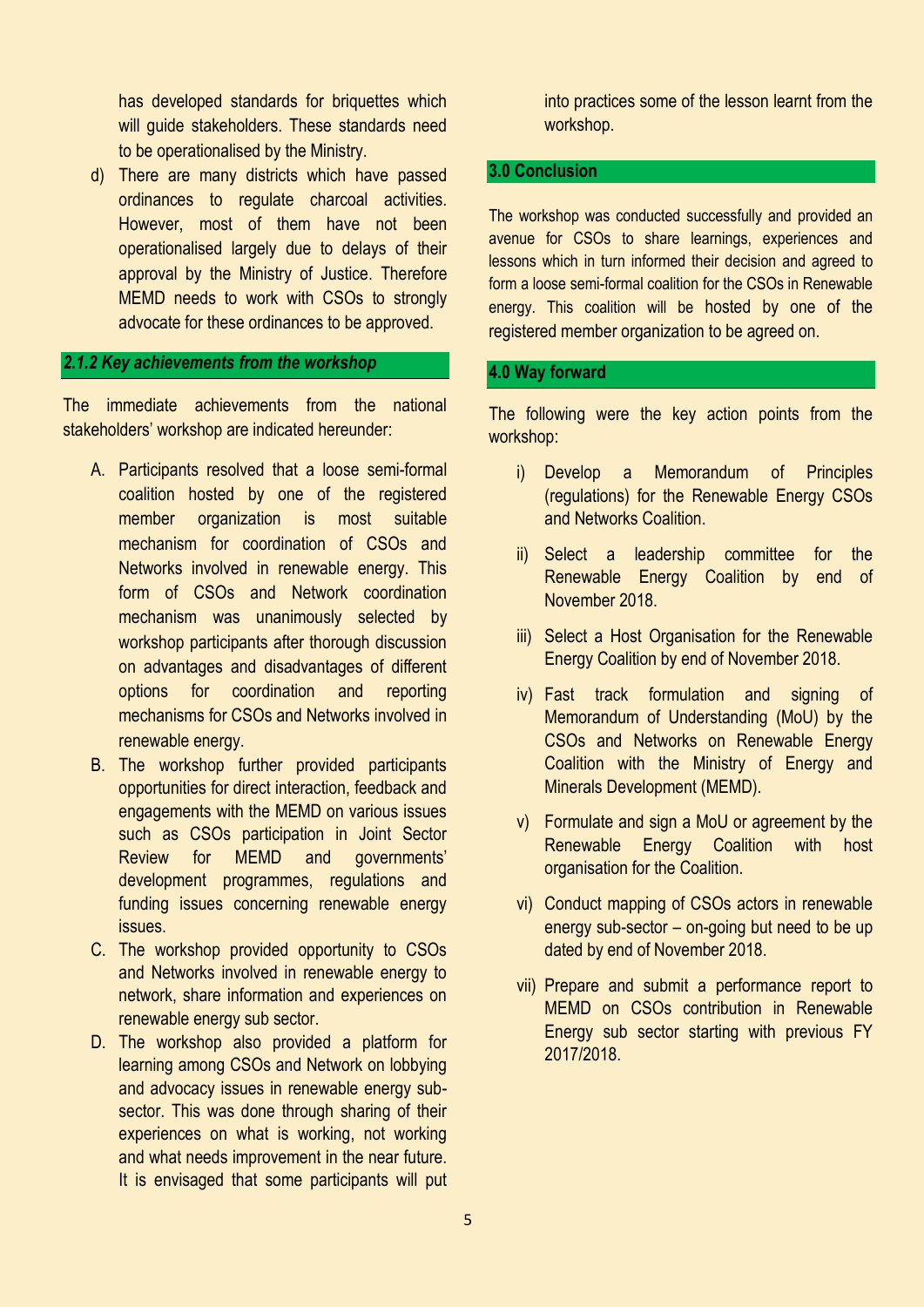has developed standards for briquettes which will guide stakeholders. These standards need to be operationalised by the Ministry.

d) There are many districts which have passed ordinances to regulate charcoal activities. However, most of them have not been operationalised largely due to delays of their approval by the Ministry of Justice. Therefore MEMD needs to work with CSOs to strongly advocate for these ordinances to be approved.

### *2.1.2 Key achievements from the workshop*

The immediate achievements from the national stakeholders' workshop are indicated hereunder:

A. Participants resolved that a loose semi-formal coalition hosted by one of the registered member organization is most suitable mechanism for coordination of CSOs and Networks involved in renewable energy. This form of CSOs and Network coordination mechanism was unanimously selected by workshop participants after thorough discussion on advantages and disadvantages of different options for coordination and reporting mechanisms for CSOs and Networks involved in renewable energy.

B. The workshop further provided participants opportunities for direct interaction, feedback and engagements with the MEMD on various issues such as CSOs participation in Joint Sector Review for MEMD and governments' development programmes, regulations and funding issues concerning renewable energy issues.

C. The workshop provided opportunity to CSOs and Networks involved in renewable energy to network, share information and experiences on renewable energy sub sector.

D. The workshop also provided a platform for learning among CSOs and Network on lobbying and advocacy issues in renewable energy sub-sector. This was done through sharing of their experiences on what is working, not working and what needs improvement in the near future. It is envisaged that some participants will put into practices some of the lesson learnt from the workshop.

## 3.0 Conclusion

The workshop was conducted successfully and provided an avenue for CSOs to share learnings, experiences and lessons which in turn informed their decision and agreed to form a loose semi-formal coalition for the CSOs in Renewable energy. This coalition will be hosted by one of the registered member organization to be agreed on.

## 4.0 Way forward

The following were the key action points from the workshop:

i) Develop a Memorandum of Principles (regulations) for the Renewable Energy CSOs and Networks Coalition.

ii) Select a leadership committee for the Renewable Energy Coalition by end of November 2018.

iii) Select a Host Organisation for the Renewable Energy Coalition by end of November 2018.

iv) Fast track formulation and signing of Memorandum of Understanding (MoU) by the CSOs and Networks on Renewable Energy Coalition with the Ministry of Energy and Minerals Development (MEMD).

v) Formulate and sign a MoU or agreement by the Renewable Energy Coalition with host organisation for the Coalition.

vi) Conduct mapping of CSOs actors in renewable energy sub-sector – on-going but need to be up dated by end of November 2018.

vii) Prepare and submit a performance report to MEMD on CSOs contribution in Renewable Energy sub sector starting with previous FY 2017/2018.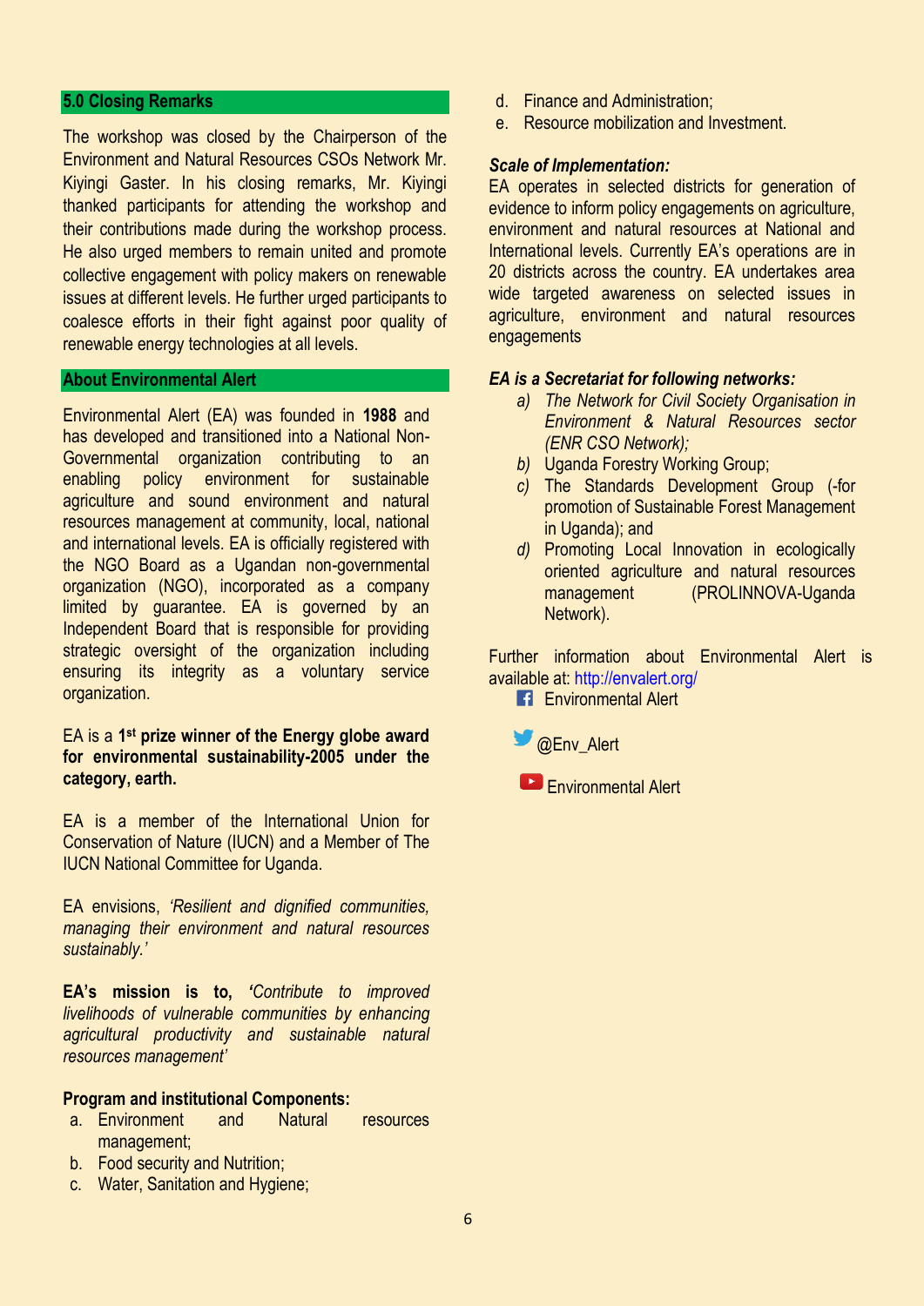## 5.0 Closing Remarks

The workshop was closed by the Chairperson of the Environment and Natural Resources CSOs Network Mr. Kiyingi Gaster. In his closing remarks, Mr. Kiyingi thanked participants for attending the workshop and their contributions made during the workshop process. He also urged members to remain united and promote collective engagement with policy makers on renewable issues at different levels. He further urged participants to coalesce efforts in their fight against poor quality of renewable energy technologies at all levels.

## About Environmental Alert

Environmental Alert (EA) was founded in **1988** and has developed and transitioned into a National Non-Governmental organization contributing to an enabling policy environment for sustainable agriculture and sound environment and natural resources management at community, local, national and international levels. EA is officially registered with the NGO Board as a Ugandan non-governmental organization (NGO), incorporated as a company limited by guarantee. EA is governed by an Independent Board that is responsible for providing strategic oversight of the organization including ensuring its integrity as a voluntary service organization.

EA is a **1st prize winner of the Energy globe award for environmental sustainability-2005 under the category, earth.**

EA is a member of the International Union for Conservation of Nature (IUCN) and a Member of The IUCN National Committee for Uganda.

EA envisions, *'Resilient and dignified communities, managing their environment and natural resources sustainably.'*

**EA's mission is to, '***Contribute to improved livelihoods of vulnerable communities by enhancing agricultural productivity and sustainable natural resources management'*

**Program and institutional Components:**

a. Environment and Natural resources management;
b. Food security and Nutrition;
c. Water, Sanitation and Hygiene;
d. Finance and Administration;
e. Resource mobilization and Investment.

***Scale of Implementation:***

EA operates in selected districts for generation of evidence to inform policy engagements on agriculture, environment and natural resources at National and International levels. Currently EA's operations are in 20 districts across the country. EA undertakes area wide targeted awareness on selected issues in agriculture, environment and natural resources engagements

***EA is a Secretariat for following networks:***

a) *The Network for Civil Society Organisation in Environment & Natural Resources sector (ENR CSO Network);*
b) Uganda Forestry Working Group;
c) The Standards Development Group (-for promotion of Sustainable Forest Management in Uganda); and
d) Promoting Local Innovation in ecologically oriented agriculture and natural resources management (PROLINNOVA-Uganda Network).

Further information about Environmental Alert is available at: http://envalert.org/

Environmental Alert

@Env_Alert

Environmental Alert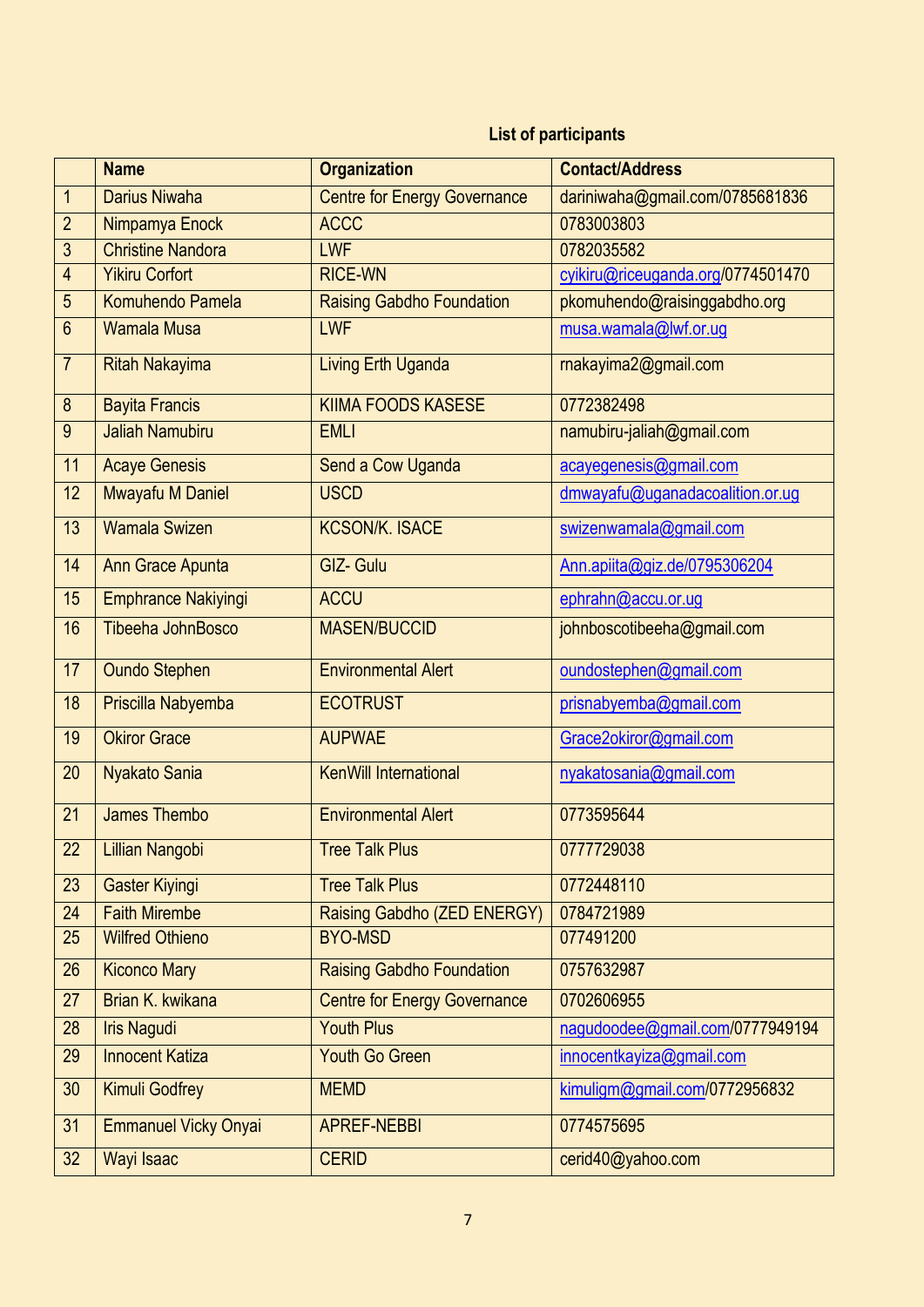**List of participants**

| | Name | Organization | Contact/Address |
|---|---|---|---|
| 1 | Darius Niwaha | Centre for Energy Governance | dariniwaha@gmail.com/0785681836 |
| 2 | Nimpamya Enock | ACCC | 0783003803 |
| 3 | Christine Nandora | LWF | 0782035582 |
| 4 | Yikiru Corfort | RICE-WN | cyikiru@riceuganda.org/0774501470 |
| 5 | Komuhendo Pamela | Raising Gabdho Foundation | pkomuhendo@raisinggabdho.org |
| 6 | Wamala Musa | LWF | musa.wamala@lwf.or.ug |
| 7 | Ritah Nakayima | Living Erth Uganda | rnakayima2@gmail.com |
| 8 | Bayita Francis | KIIMA FOODS KASESE | 0772382498 |
| 9 | Jaliah Namubiru | EMLI | namubiru-jaliah@gmail.com |
| 11 | Acaye Genesis | Send a Cow Uganda | acayegenesis@gmail.com |
| 12 | Mwayafu M Daniel | USCD | dmwayafu@uganadacoalition.or.ug |
| 13 | Wamala Swizen | KCSON/K. ISACE | swizenwamala@gmail.com |
| 14 | Ann Grace Apunta | GIZ- Gulu | Ann.apiita@giz.de/0795306204 |
| 15 | Emphrance Nakiyingi | ACCU | ephrahn@accu.or.ug |
| 16 | Tibeeha JohnBosco | MASEN/BUCCID | johnboscotibeeha@gmail.com |
| 17 | Oundo Stephen | Environmental Alert | oundostephen@gmail.com |
| 18 | Priscilla Nabyemba | ECOTRUST | prisnabyemba@gmail.com |
| 19 | Okiror Grace | AUPWAE | Grace2okiror@gmail.com |
| 20 | Nyakato Sania | KenWill International | nyakatosania@gmail.com |
| 21 | James Thembo | Environmental Alert | 0773595644 |
| 22 | Lillian Nangobi | Tree Talk Plus | 0777729038 |
| 23 | Gaster Kiyingi | Tree Talk Plus | 0772448110 |
| 24 | Faith Mirembe | Raising Gabdho (ZED ENERGY) | 0784721989 |
| 25 | Wilfred Othieno | BYO-MSD | 077491200 |
| 26 | Kiconco Mary | Raising Gabdho Foundation | 0757632987 |
| 27 | Brian K. kwikana | Centre for Energy Governance | 0702606955 |
| 28 | Iris Nagudi | Youth Plus | nagudoodee@gmail.com/0777949194 |
| 29 | Innocent Katiza | Youth Go Green | innocentkayiza@gmail.com |
| 30 | Kimuli Godfrey | MEMD | kimuligm@gmail.com/0772956832 |
| 31 | Emmanuel Vicky Onyai | APREF-NEBBI | 0774575695 |
| 32 | Wayi Isaac | CERID | cerid40@yahoo.com |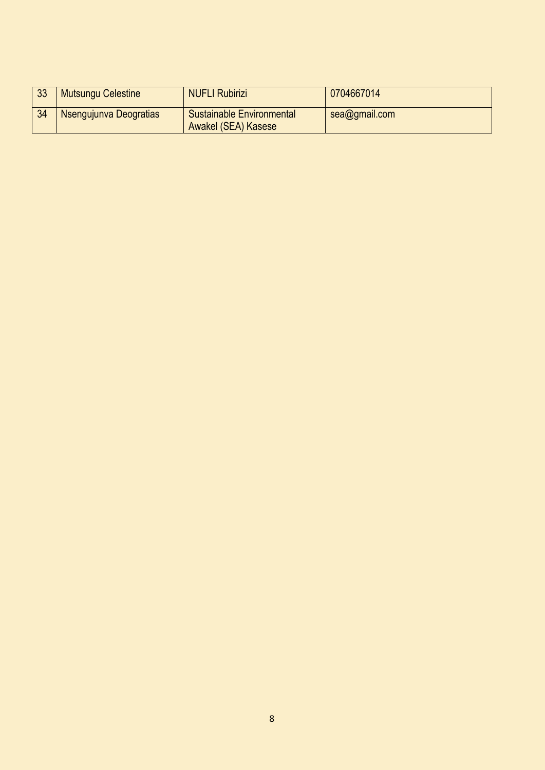| | | | |
|---|---|---|---|
| 33 | Mutsungu Celestine | NUFLI Rubirizi | 0704667014 |
| 34 | Nsengujunva Deogratias | Sustainable Environmental Awakel (SEA) Kasese | sea@gmail.com |